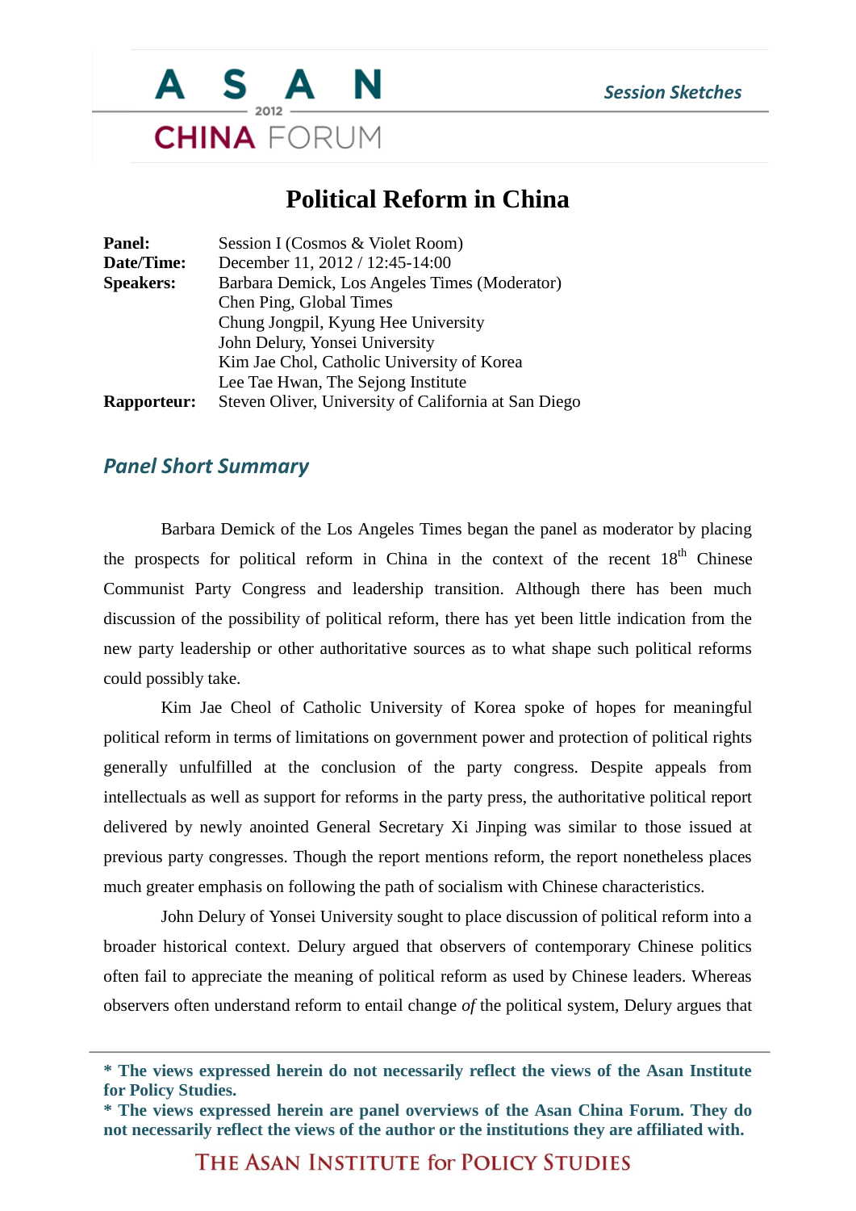# Political Reform in China

**Panel:** Session I (Cosmos & Violet Room)
**Date/Time:** December 11, 2012 / 12:45-14:00
**Speakers:** Barbara Demick, Los Angeles Times (Moderator)
Chen Ping, Global Times
Chung Jongpil, Kyung Hee University
John Delury, Yonsei University
Kim Jae Chol, Catholic University of Korea
Lee Tae Hwan, The Sejong Institute
**Rapporteur:** Steven Oliver, University of California at San Diego

## *Panel Short Summary*

Barbara Demick of the Los Angeles Times began the panel as moderator by placing the prospects for political reform in China in the context of the recent 18th Chinese Communist Party Congress and leadership transition. Although there has been much discussion of the possibility of political reform, there has yet been little indication from the new party leadership or other authoritative sources as to what shape such political reforms could possibly take.

Kim Jae Cheol of Catholic University of Korea spoke of hopes for meaningful political reform in terms of limitations on government power and protection of political rights generally unfulfilled at the conclusion of the party congress. Despite appeals from intellectuals as well as support for reforms in the party press, the authoritative political report delivered by newly anointed General Secretary Xi Jinping was similar to those issued at previous party congresses. Though the report mentions reform, the report nonetheless places much greater emphasis on following the path of socialism with Chinese characteristics.

John Delury of Yonsei University sought to place discussion of political reform into a broader historical context. Delury argued that observers of contemporary Chinese politics often fail to appreciate the meaning of political reform as used by Chinese leaders. Whereas observers often understand reform to entail change *of* the political system, Delury argues that

**\* The views expressed herein do not necessarily reflect the views of the Asan Institute for Policy Studies.**
**\* The views expressed herein are panel overviews of the Asan China Forum. They do not necessarily reflect the views of the author or the institutions they are affiliated with.**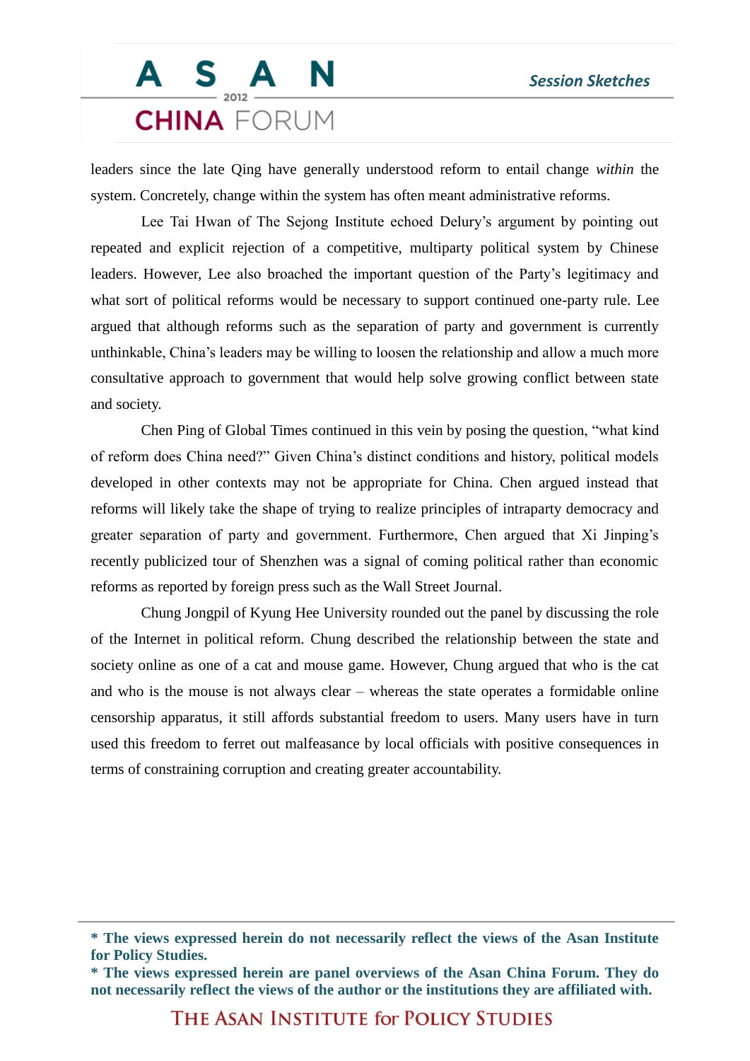leaders since the late Qing have generally understood reform to entail change *within* the system. Concretely, change within the system has often meant administrative reforms.

Lee Tai Hwan of The Sejong Institute echoed Delury's argument by pointing out repeated and explicit rejection of a competitive, multiparty political system by Chinese leaders. However, Lee also broached the important question of the Party's legitimacy and what sort of political reforms would be necessary to support continued one-party rule. Lee argued that although reforms such as the separation of party and government is currently unthinkable, China's leaders may be willing to loosen the relationship and allow a much more consultative approach to government that would help solve growing conflict between state and society.

Chen Ping of Global Times continued in this vein by posing the question, "what kind of reform does China need?" Given China's distinct conditions and history, political models developed in other contexts may not be appropriate for China. Chen argued instead that reforms will likely take the shape of trying to realize principles of intraparty democracy and greater separation of party and government. Furthermore, Chen argued that Xi Jinping's recently publicized tour of Shenzhen was a signal of coming political rather than economic reforms as reported by foreign press such as the Wall Street Journal.

Chung Jongpil of Kyung Hee University rounded out the panel by discussing the role of the Internet in political reform. Chung described the relationship between the state and society online as one of a cat and mouse game. However, Chung argued that who is the cat and who is the mouse is not always clear – whereas the state operates a formidable online censorship apparatus, it still affords substantial freedom to users. Many users have in turn used this freedom to ferret out malfeasance by local officials with positive consequences in terms of constraining corruption and creating greater accountability.

**\* The views expressed herein do not necessarily reflect the views of the Asan Institute for Policy Studies.**

**\* The views expressed herein are panel overviews of the Asan China Forum. They do not necessarily reflect the views of the author or the institutions they are affiliated with.**